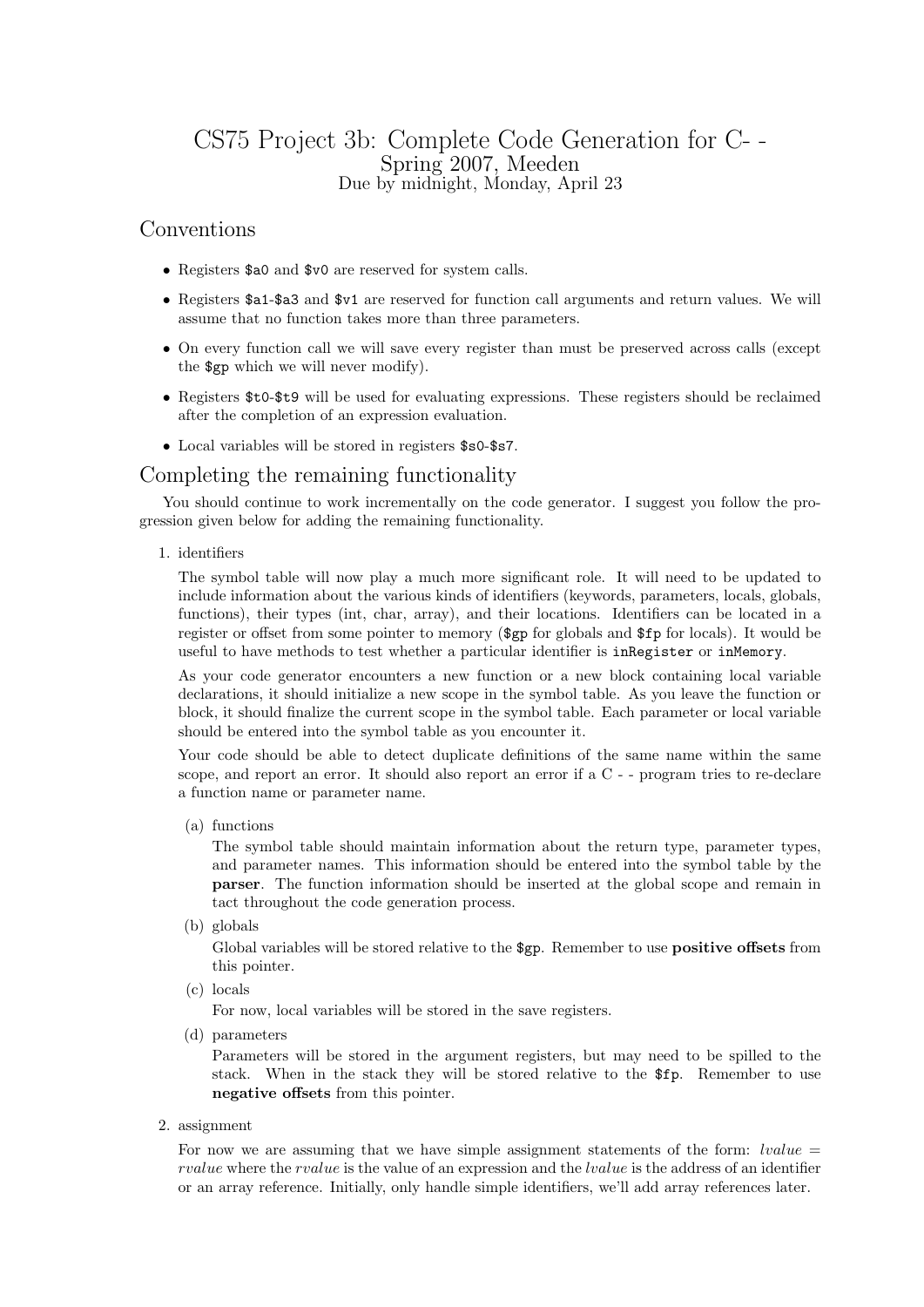# CS75 Project 3b: Complete Code Generation for C- -

Spring 2007, Meeden

Due by midnight, Monday, April 23

## Conventions

- Registers `$a0` and `$v0` are reserved for system calls.
- Registers `$a1`-`$a3` and `$v1` are reserved for function call arguments and return values. We will assume that no function takes more than three parameters.
- On every function call we will save every register than must be preserved across calls (except the `$gp` which we will never modify).
- Registers `$t0`-`$t9` will be used for evaluating expressions. These registers should be reclaimed after the completion of an expression evaluation.
- Local variables will be stored in registers `$s0`-`$s7`.

## Completing the remaining functionality

You should continue to work incrementally on the code generator. I suggest you follow the progression given below for adding the remaining functionality.

1. identifiers

   The symbol table will now play a much more significant role. It will need to be updated to include information about the various kinds of identifiers (keywords, parameters, locals, globals, functions), their types (int, char, array), and their locations. Identifiers can be located in a register or offset from some pointer to memory (`$gp` for globals and `$fp` for locals). It would be useful to have methods to test whether a particular identifier is `inRegister` or `inMemory`.

   As your code generator encounters a new function or a new block containing local variable declarations, it should initialize a new scope in the symbol table. As you leave the function or block, it should finalize the current scope in the symbol table. Each parameter or local variable should be entered into the symbol table as you encounter it.

   Your code should be able to detect duplicate definitions of the same name within the same scope, and report an error. It should also report an error if a C - - program tries to re-declare a function name or parameter name.

   (a) functions

   The symbol table should maintain information about the return type, parameter types, and parameter names. This information should be entered into the symbol table by the **parser**. The function information should be inserted at the global scope and remain in tact throughout the code generation process.

   (b) globals

   Global variables will be stored relative to the `$gp`. Remember to use **positive offsets** from this pointer.

   (c) locals

   For now, local variables will be stored in the save registers.

   (d) parameters

   Parameters will be stored in the argument registers, but may need to be spilled to the stack. When in the stack they will be stored relative to the `$fp`. Remember to use **negative offsets** from this pointer.

2. assignment

   For now we are assuming that we have simple assignment statements of the form: *lvalue* = *rvalue* where the *rvalue* is the value of an expression and the *lvalue* is the address of an identifier or an array reference. Initially, only handle simple identifiers, we'll add array references later.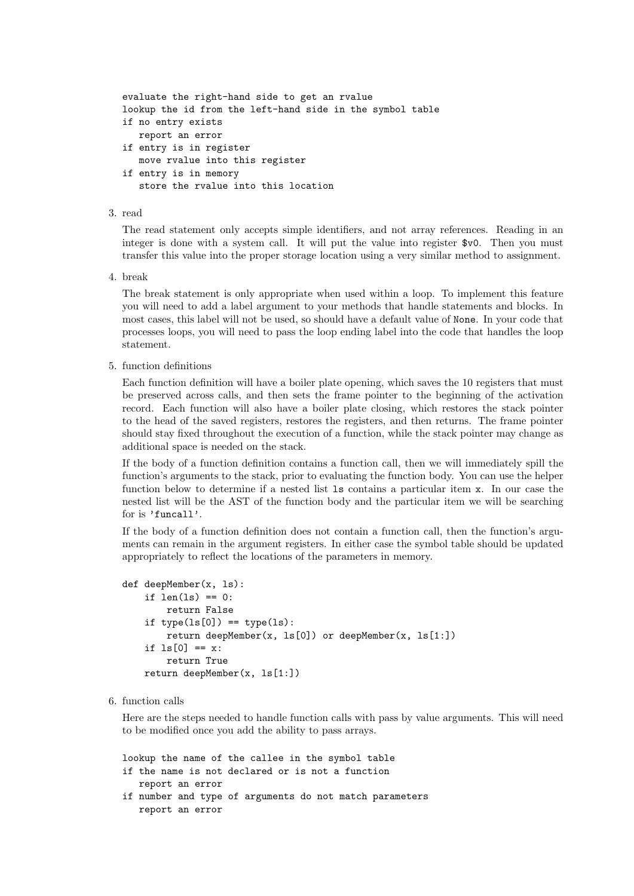```
evaluate the right-hand side to get an rvalue
lookup the id from the left-hand side in the symbol table
if no entry exists
   report an error
if entry is in register
   move rvalue into this register
if entry is in memory
   store the rvalue into this location
```

3. read

   The read statement only accepts simple identifiers, and not array references. Reading in an integer is done with a system call. It will put the value into register `$v0`. Then you must transfer this value into the proper storage location using a very similar method to assignment.

4. break

   The break statement is only appropriate when used within a loop. To implement this feature you will need to add a label argument to your methods that handle statements and blocks. In most cases, this label will not be used, so should have a default value of `None`. In your code that processes loops, you will need to pass the loop ending label into the code that handles the loop statement.

5. function definitions

   Each function definition will have a boiler plate opening, which saves the 10 registers that must be preserved across calls, and then sets the frame pointer to the beginning of the activation record. Each function will also have a boiler plate closing, which restores the stack pointer to the head of the saved registers, restores the registers, and then returns. The frame pointer should stay fixed throughout the execution of a function, while the stack pointer may change as additional space is needed on the stack.

   If the body of a function definition contains a function call, then we will immediately spill the function's arguments to the stack, prior to evaluating the function body. You can use the helper function below to determine if a nested list `ls` contains a particular item `x`. In our case the nested list will be the AST of the function body and the particular item we will be searching for is `'funcall'`.

   If the body of a function definition does not contain a function call, then the function's arguments can remain in the argument registers. In either case the symbol table should be updated appropriately to reflect the locations of the parameters in memory.

```
def deepMember(x, ls):
    if len(ls) == 0:
        return False
    if type(ls[0]) == type(ls):
        return deepMember(x, ls[0]) or deepMember(x, ls[1:])
    if ls[0] == x:
        return True
    return deepMember(x, ls[1:])
```

6. function calls

   Here are the steps needed to handle function calls with pass by value arguments. This will need to be modified once you add the ability to pass arrays.

```
lookup the name of the callee in the symbol table
if the name is not declared or is not a function
   report an error
if number and type of arguments do not match parameters
   report an error
```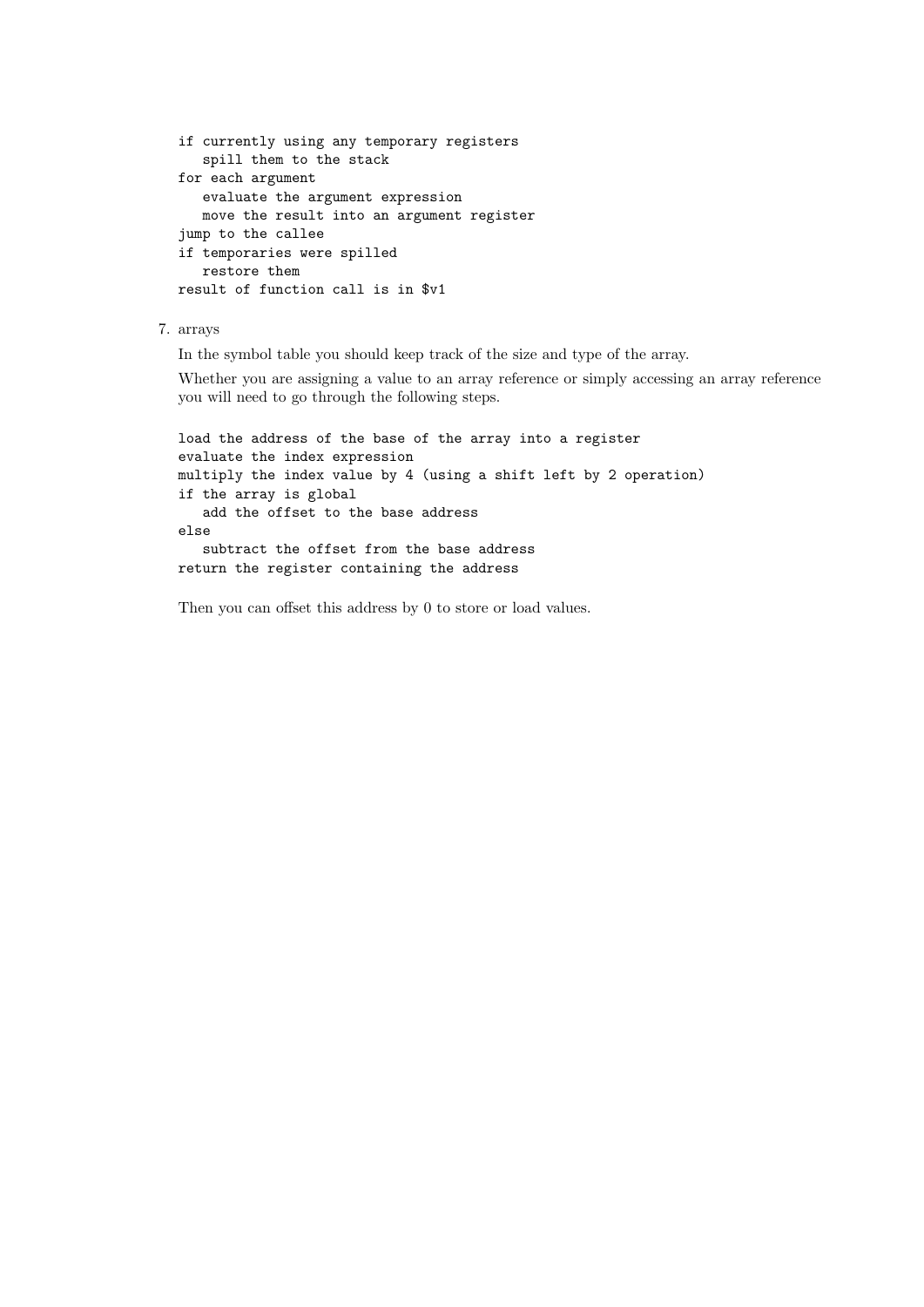```
if currently using any temporary registers
   spill them to the stack
for each argument
   evaluate the argument expression
   move the result into an argument register
jump to the callee
if temporaries were spilled
   restore them
result of function call is in $v1
```

7. arrays

   In the symbol table you should keep track of the size and type of the array.

   Whether you are assigning a value to an array reference or simply accessing an array reference you will need to go through the following steps.

```
load the address of the base of the array into a register
evaluate the index expression
multiply the index value by 4 (using a shift left by 2 operation)
if the array is global
   add the offset to the base address
else
   subtract the offset from the base address
return the register containing the address
```

   Then you can offset this address by 0 to store or load values.